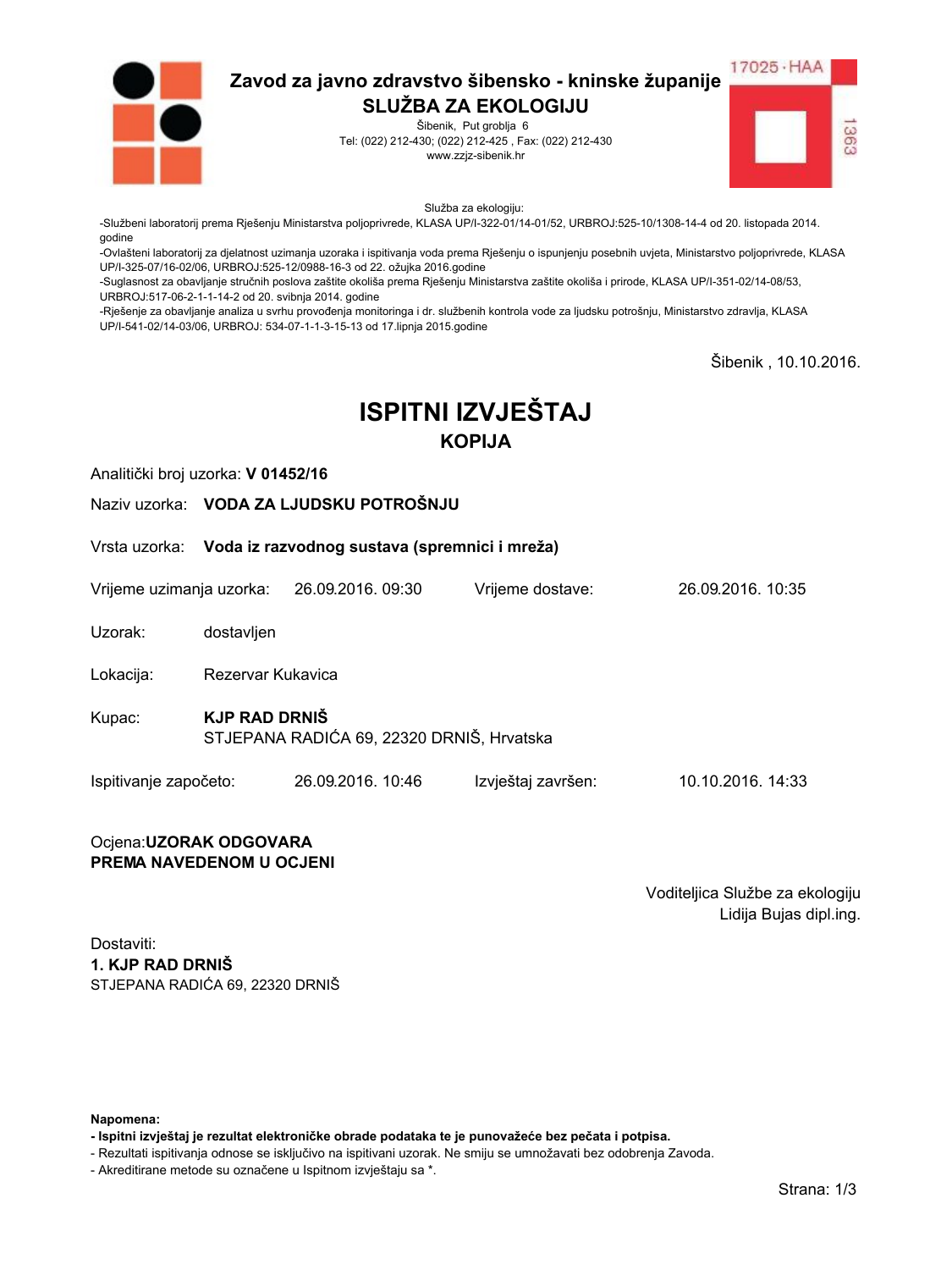# Zavod za javno zdravstvo šibensko - kninske županije

## SLUŽBA ZA EKOLOGIJU

Šibenik, Put groblja 6
Tel: (022) 212-430; (022) 212-425 , Fax: (022) 212-430
www.zzjz-sibenik.hr

17025 · HAA
1363

Služba za ekologiju:

-Službeni laboratorij prema Rješenju Ministarstva poljoprivrede, KLASA UP/I-322-01/14-01/52, URBROJ:525-10/1308-14-4 od 20. listopada 2014. godine
-Ovlašteni laboratorij za djelatnost uzimanja uzoraka i ispitivanja voda prema Rješenju o ispunjenju posebnih uvjeta, Ministarstvo poljoprivrede, KLASA UP/I-325-07/16-02/06, URBROJ:525-12/0988-16-3 od 22. ožujka 2016.godine
-Suglasnost za obavljanje stručnih poslova zaštite okoliša prema Rješenju Ministarstva zaštite okoliša i prirode, KLASA UP/I-351-02/14-08/53, URBROJ:517-06-2-1-1-14-2 od 20. svibnja 2014. godine
-Rješenje za obavljanje analiza u svrhu provođenja monitoringa i dr. službenih kontrola vode za ljudsku potrošnju, Ministarstvo zdravlja, KLASA UP/I-541-02/14-03/06, URBROJ: 534-07-1-1-3-15-13 od 17.lipnja 2015.godine

Šibenik , 10.10.2016.

# ISPITNI IZVJEŠTAJ

## KOPIJA

Analitički broj uzorka: **V 01452/16**

Naziv uzorka: **VODA ZA LJUDSKU POTROŠNJU**

Vrsta uzorka: **Voda iz razvodnog sustava (spremnici i mreža)**

Vrijeme uzimanja uzorka: 26.09.2016. 09:30 Vrijeme dostave: 26.09.2016. 10:35

Uzorak: dostavljen

Lokacija: Rezervar Kukavica

Kupac: **KJP RAD DRNIŠ**
STJEPANA RADIĆA 69, 22320 DRNIŠ, Hrvatska

Ispitivanje započeto: 26.09.2016. 10:46 Izvještaj završen: 10.10.2016. 14:33

Ocjena:**UZORAK ODGOVARA PREMA NAVEDENOM U OCJENI**

Voditeljica Službe za ekologiju
Lidija Bujas dipl.ing.

Dostaviti:
**1. KJP RAD DRNIŠ**
STJEPANA RADIĆA 69, 22320 DRNIŠ

**Napomena:**
**- Ispitni izvještaj je rezultat elektroničke obrade podataka te je punovažeće bez pečata i potpisa.**
- Rezultati ispitivanja odnose se isključivo na ispitivani uzorak. Ne smiju se umnožavati bez odobrenja Zavoda.
- Akreditirane metode su označene u Ispitnom izvještaju sa *.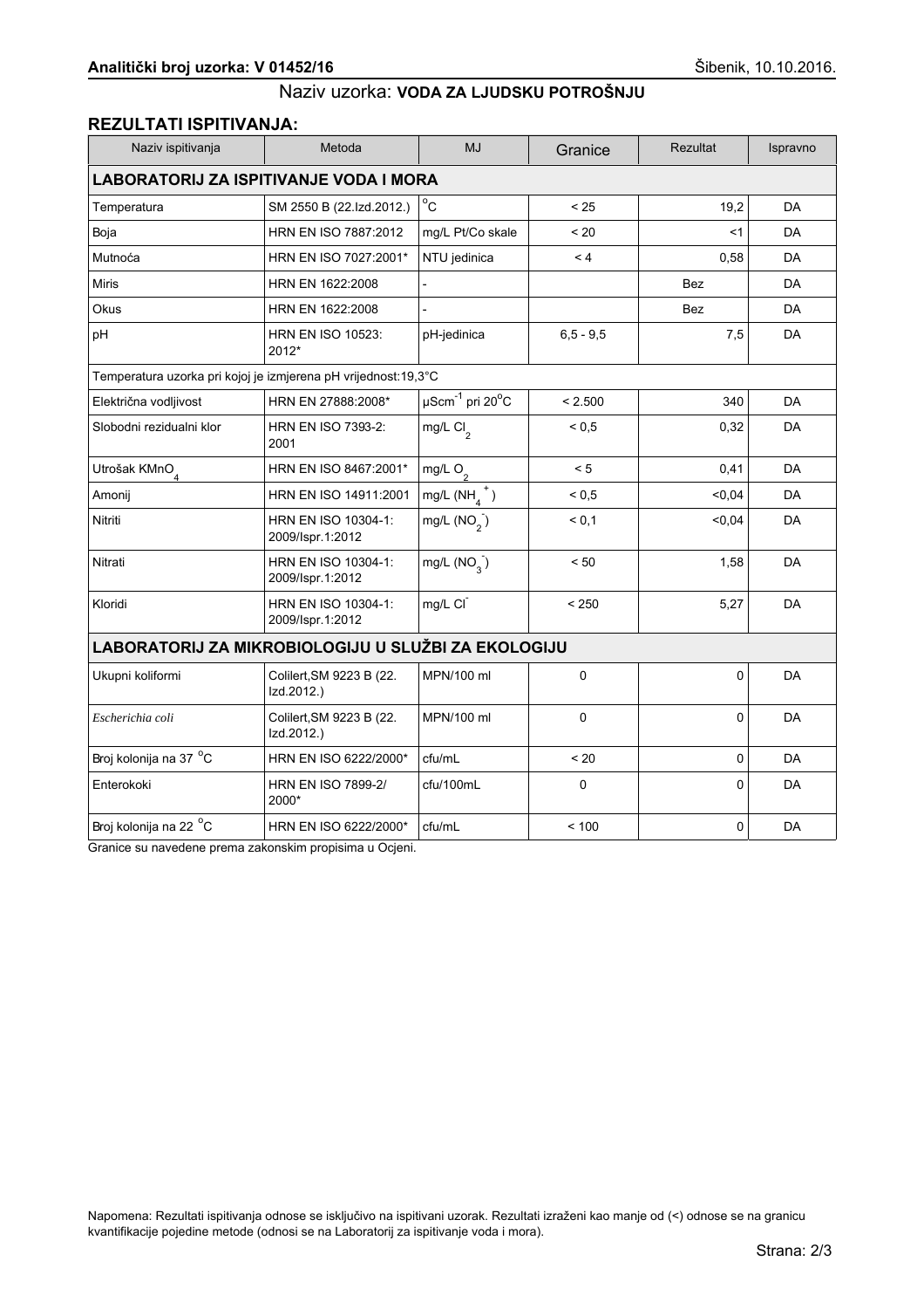**Analitički broj uzorka: V 01452/16** Šibenik, 10.10.2016.

Naziv uzorka: **VODA ZA LJUDSKU POTROŠNJU**

## REZULTATI ISPITIVANJA:

| Naziv ispitivanja | Metoda | MJ | Granice | Rezultat | Ispravno |
|---|---|---|---|---|---|
| **LABORATORIJ ZA ISPITIVANJE VODA I MORA** | | | | | |
| Temperatura | SM 2550 B (22.Izd.2012.) | $^{o}C$ | < 25 | 19,2 | DA |
| Boja | HRN EN ISO 7887:2012 | mg/L Pt/Co skale | < 20 | <1 | DA |
| Mutnoća | HRN EN ISO 7027:2001* | NTU jedinica | < 4 | 0,58 | DA |
| Miris | HRN EN 1622:2008 | - | | Bez | DA |
| Okus | HRN EN 1622:2008 | - | | Bez | DA |
| pH | HRN EN ISO 10523: 2012* | pH-jedinica | 6,5 - 9,5 | 7,5 | DA |
| Temperatura uzorka pri kojoj je izmjerena pH vrijednost:19,3°C | | | | | |
| Električna vodljivost | HRN EN 27888:2008* | $\mu Scm^{-1}$ pri $20^{o}C$ | < 2.500 | 340 | DA |
| Slobodni rezidualni klor | HRN EN ISO 7393-2: 2001 | mg/L $Cl_2$ | < 0,5 | 0,32 | DA |
| Utrošak $KMnO_4$ | HRN EN ISO 8467:2001* | mg/L $O_2$ | < 5 | 0,41 | DA |
| Amonij | HRN EN ISO 14911:2001 | mg/L ($NH_4^+$) | < 0,5 | <0,04 | DA |
| Nitriti | HRN EN ISO 10304-1: 2009/Ispr.1:2012 | mg/L ($NO_2^-$) | < 0,1 | <0,04 | DA |
| Nitrati | HRN EN ISO 10304-1: 2009/Ispr.1:2012 | mg/L ($NO_3^-$) | < 50 | 1,58 | DA |
| Kloridi | HRN EN ISO 10304-1: 2009/Ispr.1:2012 | mg/L $Cl^-$ | < 250 | 5,27 | DA |
| **LABORATORIJ ZA MIKROBIOLOGIJU U SLUŽBI ZA EKOLOGIJU** | | | | | |
| Ukupni koliformi | Colilert,SM 9223 B (22. Izd.2012.) | MPN/100 ml | 0 | 0 | DA |
| *Escherichia coli* | Colilert,SM 9223 B (22. Izd.2012.) | MPN/100 ml | 0 | 0 | DA |
| Broj kolonija na 37 $^{o}C$ | HRN EN ISO 6222/2000* | cfu/mL | < 20 | 0 | DA |
| Enterokoki | HRN EN ISO 7899-2/ 2000* | cfu/100mL | 0 | 0 | DA |
| Broj kolonija na 22 $^{o}C$ | HRN EN ISO 6222/2000* | cfu/mL | < 100 | 0 | DA |

Granice su navedene prema zakonskim propisima u Ocjeni.

Napomena: Rezultati ispitivanja odnose se isključivo na ispitivani uzorak. Rezultati izraženi kao manje od (<) odnose se na granicu kvantifikacije pojedine metode (odnosi se na Laboratorij za ispitivanje voda i mora).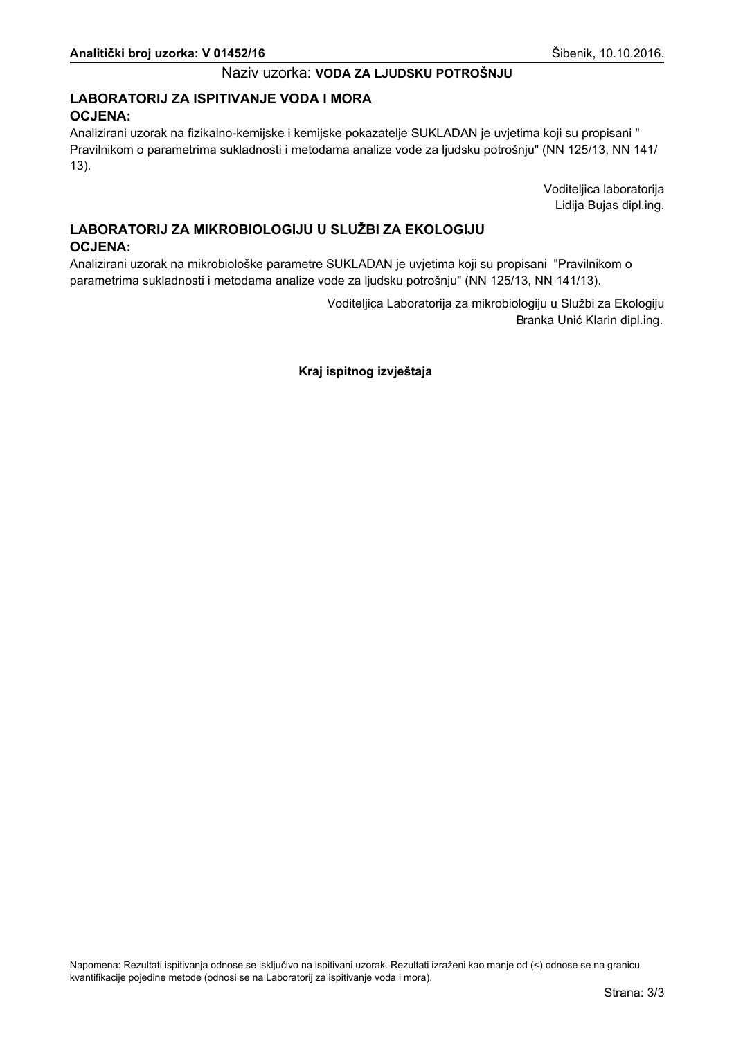**Analitički broj uzorka: V 01452/16** Šibenik, 10.10.2016.

Naziv uzorka: **VODA ZA LJUDSKU POTROŠNJU**

## LABORATORIJ ZA ISPITIVANJE VODA I MORA

### OCJENA:

Analizirani uzorak na fizikalno-kemijske i kemijske pokazatelje SUKLADAN je uvjetima koji su propisani " Pravilnikom o parametrima sukladnosti i metodama analize vode za ljudsku potrošnju" (NN 125/13, NN 141/ 13).

Voditeljica laboratorija
Lidija Bujas dipl.ing.

## LABORATORIJ ZA MIKROBIOLOGIJU U SLUŽBI ZA EKOLOGIJU

### OCJENA:

Analizirani uzorak na mikrobiološke parametre SUKLADAN je uvjetima koji su propisani "Pravilnikom o parametrima sukladnosti i metodama analize vode za ljudsku potrošnju" (NN 125/13, NN 141/13).

Voditeljica Laboratorija za mikrobiologiju u Službi za Ekologiju
Branka Unić Klarin dipl.ing.

**Kraj ispitnog izvještaja**

Napomena: Rezultati ispitivanja odnose se isključivo na ispitivani uzorak. Rezultati izraženi kao manje od (<) odnose se na granicu kvantifikacije pojedine metode (odnosi se na Laboratorij za ispitivanje voda i mora).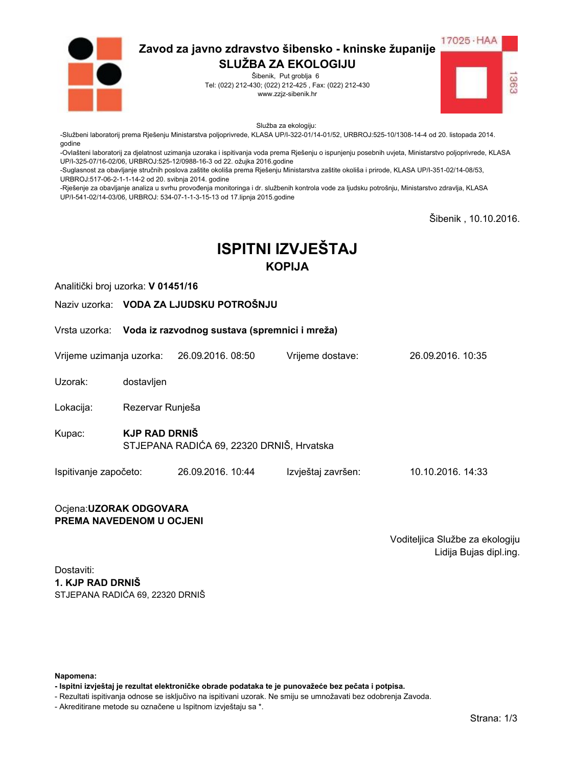**Zavod za javno zdravstvo šibensko - kninske županije**
**SLUŽBA ZA EKOLOGIJU**
Šibenik, Put groblja 6
Tel: (022) 212-430; (022) 212-425 , Fax: (022) 212-430
www.zzjz-sibenik.hr

17025 · HAA
1363

Služba za ekologiju:
-Službeni laboratorij prema Rješenju Ministarstva poljoprivrede, KLASA UP/I-322-01/14-01/52, URBROJ:525-10/1308-14-4 od 20. listopada 2014. godine
-Ovlašteni laboratorij za djelatnost uzimanja uzoraka i ispitivanja voda prema Rješenju o ispunjenju posebnih uvjeta, Ministarstvo poljoprivrede, KLASA UP/I-325-07/16-02/06, URBROJ:525-12/0988-16-3 od 22. ožujka 2016.godine
-Suglasnost za obavljanje stručnih poslova zaštite okoliša prema Rješenju Ministarstva zaštite okoliša i prirode, KLASA UP/I-351-02/14-08/53, URBROJ:517-06-2-1-1-14-2 od 20. svibnja 2014. godine
-Rješenje za obavljanje analiza u svrhu provođenja monitoringa i dr. službenih kontrola vode za ljudsku potrošnju, Ministarstvo zdravlja, KLASA UP/I-541-02/14-03/06, URBROJ: 534-07-1-1-3-15-13 od 17.lipnja 2015.godine

Šibenik , 10.10.2016.

# ISPITNI IZVJEŠTAJ
## KOPIJA

Analitički broj uzorka: **V 01451/16**

Naziv uzorka: **VODA ZA LJUDSKU POTROŠNJU**

Vrsta uzorka: **Voda iz razvodnog sustava (spremnici i mreža)**

Vrijeme uzimanja uzorka: 26.09.2016. 08:50 Vrijeme dostave: 26.09.2016. 10:35

Uzorak: dostavljen

Lokacija: Rezervar Runješa

Kupac: **KJP RAD DRNIŠ**
STJEPANA RADIĆA 69, 22320 DRNIŠ, Hrvatska

Ispitivanje započeto: 26.09.2016. 10:44 Izvještaj završen: 10.10.2016. 14:33

Ocjena:**UZORAK ODGOVARA**
**PREMA NAVEDENOM U OCJENI**

Voditeljica Službe za ekologiju
Lidija Bujas dipl.ing.

Dostaviti:
**1. KJP RAD DRNIŠ**
STJEPANA RADIĆA 69, 22320 DRNIŠ

**Napomena:**
**- Ispitni izvještaj je rezultat elektroničke obrade podataka te je punovažeće bez pečata i potpisa.**
- Rezultati ispitivanja odnose se isključivo na ispitivani uzorak. Ne smiju se umnožavati bez odobrenja Zavoda.
- Akreditirane metode su označene u Ispitnom izvještaju sa *.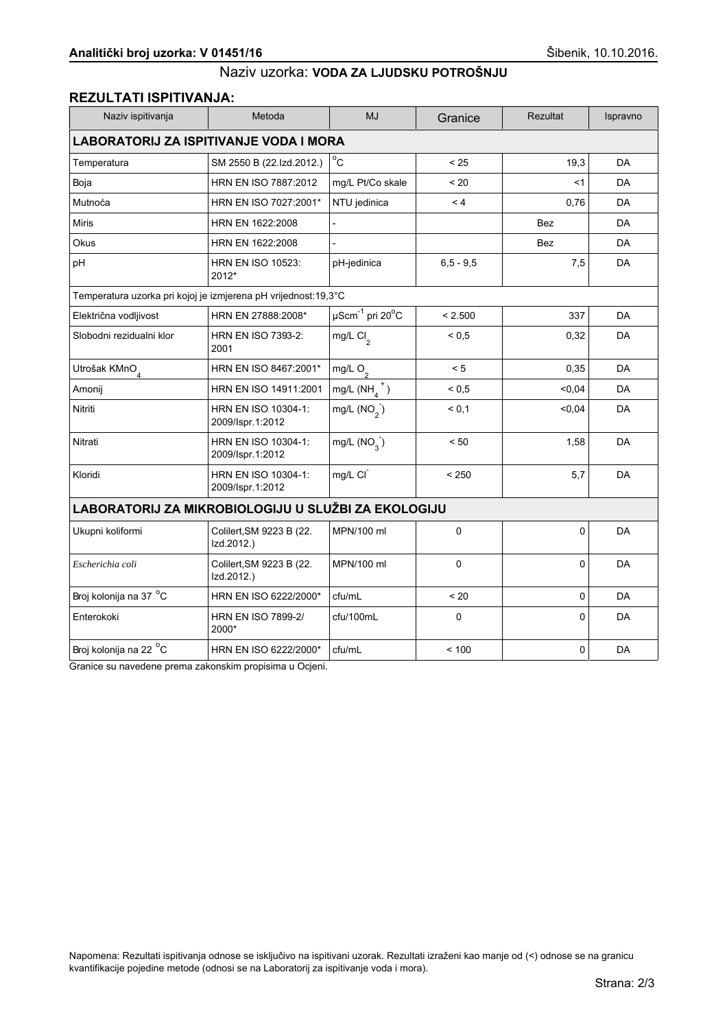**Analitički broj uzorka: V 01451/16** Šibenik, 10.10.2016.

Naziv uzorka: **VODA ZA LJUDSKU POTROŠNJU**

## REZULTATI ISPITIVANJA:

| Naziv ispitivanja | Metoda | MJ | Granice | Rezultat | Ispravno |
|---|---|---|---|---|---|
| **LABORATORIJ ZA ISPITIVANJE VODA I MORA** | | | | | |
| Temperatura | SM 2550 B (22.Izd.2012.) | $^{o}C$ | < 25 | 19,3 | DA |
| Boja | HRN EN ISO 7887:2012 | mg/L Pt/Co skale | < 20 | <1 | DA |
| Mutnoća | HRN EN ISO 7027:2001* | NTU jedinica | < 4 | 0,76 | DA |
| Miris | HRN EN 1622:2008 | - | | Bez | DA |
| Okus | HRN EN 1622:2008 | - | | Bez | DA |
| pH | HRN EN ISO 10523: 2012* | pH-jedinica | 6,5 - 9,5 | 7,5 | DA |
| Temperatura uzorka pri kojoj je izmjerena pH vrijednost:19,3°C | | | | | |
| Električna vodljivost | HRN EN 27888:2008* | $\mu Scm^{-1}$ pri $20^{o}C$ | < 2.500 | 337 | DA |
| Slobodni rezidualni klor | HRN EN ISO 7393-2: 2001 | mg/L $Cl_2$ | < 0,5 | 0,32 | DA |
| Utrošak $KMnO_4$ | HRN EN ISO 8467:2001* | mg/L $O_2$ | < 5 | 0,35 | DA |
| Amonij | HRN EN ISO 14911:2001 | mg/L ($NH_4^+$) | < 0,5 | <0,04 | DA |
| Nitriti | HRN EN ISO 10304-1: 2009/Ispr.1:2012 | mg/L ($NO_2^-$) | < 0,1 | <0,04 | DA |
| Nitrati | HRN EN ISO 10304-1: 2009/Ispr.1:2012 | mg/L ($NO_3^-$) | < 50 | 1,58 | DA |
| Kloridi | HRN EN ISO 10304-1: 2009/Ispr.1:2012 | mg/L $Cl^-$ | < 250 | 5,7 | DA |
| **LABORATORIJ ZA MIKROBIOLOGIJU U SLUŽBI ZA EKOLOGIJU** | | | | | |
| Ukupni koliformi | Colilert,SM 9223 B (22. Izd.2012.) | MPN/100 ml | 0 | 0 | DA |
| *Escherichia coli* | Colilert,SM 9223 B (22. Izd.2012.) | MPN/100 ml | 0 | 0 | DA |
| Broj kolonija na 37 $^{o}C$ | HRN EN ISO 6222/2000* | cfu/mL | < 20 | 0 | DA |
| Enterokoki | HRN EN ISO 7899-2/ 2000* | cfu/100mL | 0 | 0 | DA |
| Broj kolonija na 22 $^{o}C$ | HRN EN ISO 6222/2000* | cfu/mL | < 100 | 0 | DA |

Granice su navedene prema zakonskim propisima u Ocjeni.

Napomena: Rezultati ispitivanja odnose se isključivo na ispitivani uzorak. Rezultati izraženi kao manje od (<) odnose se na granicu kvantifikacije pojedine metode (odnosi se na Laboratorij za ispitivanje voda i mora).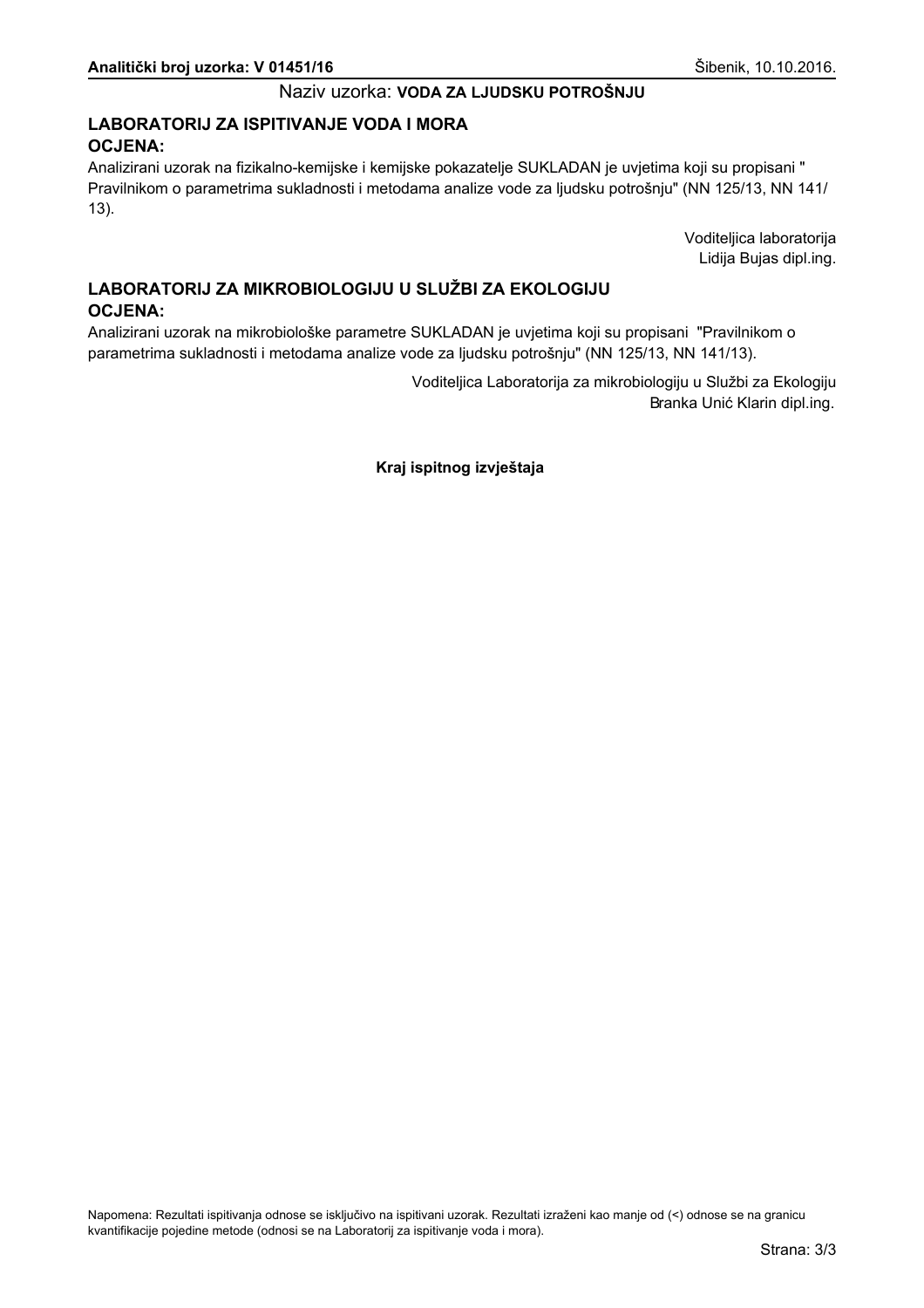**Analitički broj uzorka: V 01451/16** Šibenik, 10.10.2016.

Naziv uzorka: **VODA ZA LJUDSKU POTROŠNJU**

## LABORATORIJ ZA ISPITIVANJE VODA I MORA

**OCJENA:**

Analizirani uzorak na fizikalno-kemijske i kemijske pokazatelje SUKLADAN je uvjetima koji su propisani " Pravilnikom o parametrima sukladnosti i metodama analize vode za ljudsku potrošnju" (NN 125/13, NN 141/ 13).

Voditeljica laboratorija
Lidija Bujas dipl.ing.

## LABORATORIJ ZA MIKROBIOLOGIJU U SLUŽBI ZA EKOLOGIJU

**OCJENA:**

Analizirani uzorak na mikrobiološke parametre SUKLADAN je uvjetima koji su propisani "Pravilnikom o parametrima sukladnosti i metodama analize vode za ljudsku potrošnju" (NN 125/13, NN 141/13).

Voditeljica Laboratorija za mikrobiologiju u Službi za Ekologiju
Branka Unić Klarin dipl.ing.

**Kraj ispitnog izvještaja**

Napomena: Rezultati ispitivanja odnose se isključivo na ispitivani uzorak. Rezultati izraženi kao manje od (<) odnose se na granicu kvantifikacije pojedine metode (odnosi se na Laboratorij za ispitivanje voda i mora).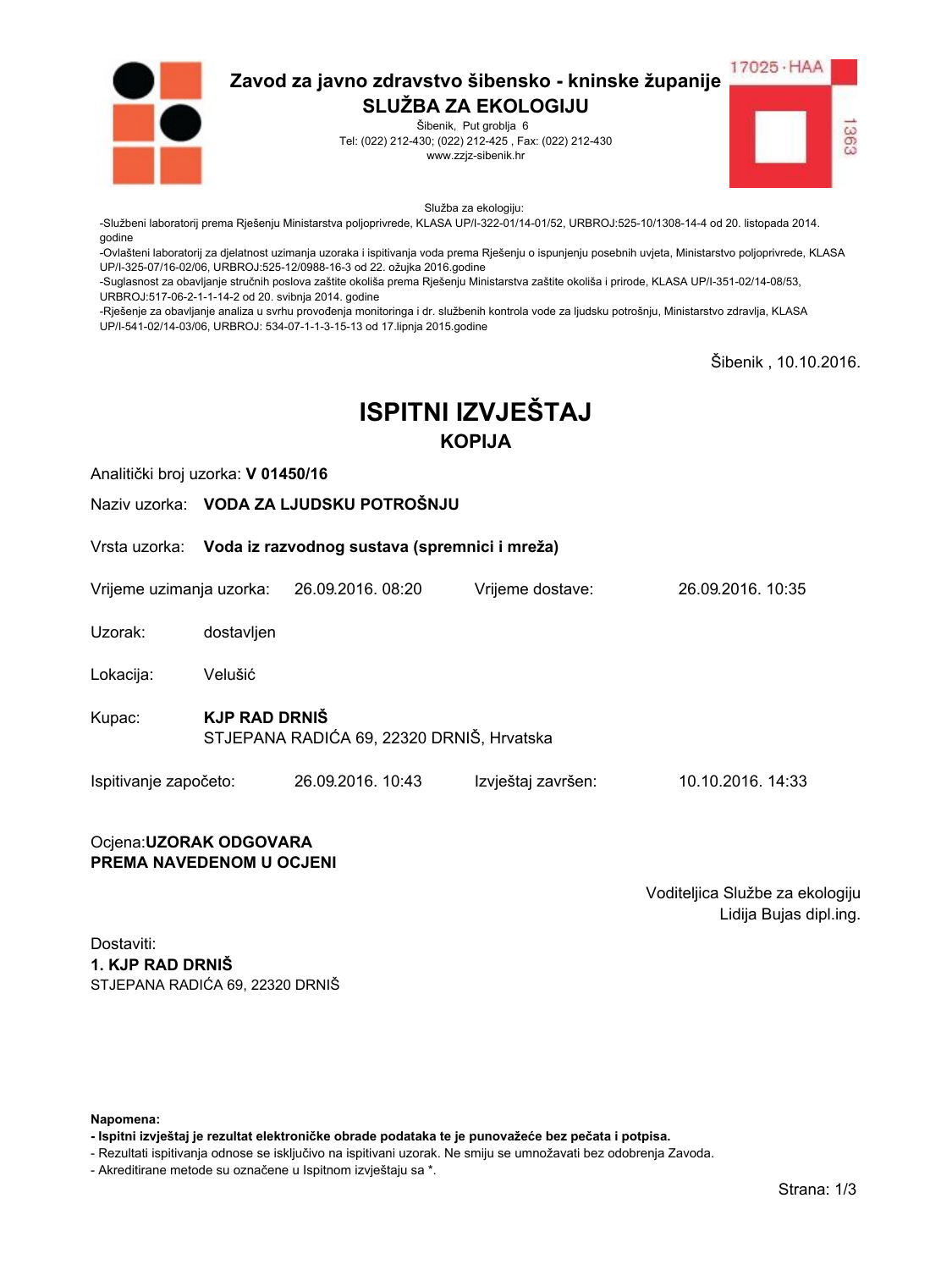**Zavod za javno zdravstvo šibensko - kninske županije**
**SLUŽBA ZA EKOLOGIJU**
Šibenik, Put groblja 6
Tel: (022) 212-430; (022) 212-425 , Fax: (022) 212-430
www.zzjz-sibenik.hr

17025 · HAA
1363

Služba za ekologiju:

-Službeni laboratorij prema Rješenju Ministarstva poljoprivrede, KLASA UP/I-322-01/14-01/52, URBROJ:525-10/1308-14-4 od 20. listopada 2014. godine
-Ovlašteni laboratorij za djelatnost uzimanja uzoraka i ispitivanja voda prema Rješenju o ispunjenju posebnih uvjeta, Ministarstvo poljoprivrede, KLASA UP/I-325-07/16-02/06, URBROJ:525-12/0988-16-3 od 22. ožujka 2016.godine
-Suglasnost za obavljanje stručnih poslova zaštite okoliša prema Rješenju Ministarstva zaštite okoliša i prirode, KLASA UP/I-351-02/14-08/53, URBROJ:517-06-2-1-1-14-2 od 20. svibnja 2014. godine
-Rješenje za obavljanje analiza u svrhu provođenja monitoringa i dr. službenih kontrola vode za ljudsku potrošnju, Ministarstvo zdravlja, KLASA UP/I-541-02/14-03/06, URBROJ: 534-07-1-1-3-15-13 od 17.lipnja 2015.godine

Šibenik , 10.10.2016.

# ISPITNI IZVJEŠTAJ

## KOPIJA

Analitički broj uzorka: **V 01450/16**

Naziv uzorka: **VODA ZA LJUDSKU POTROŠNJU**

Vrsta uzorka: **Voda iz razvodnog sustava (spremnici i mreža)**

Vrijeme uzimanja uzorka: 26.09.2016. 08:20 Vrijeme dostave: 26.09.2016. 10:35

Uzorak: dostavljen

Lokacija: Velušić

Kupac: **KJP RAD DRNIŠ**
STJEPANA RADIĆA 69, 22320 DRNIŠ, Hrvatska

Ispitivanje započeto: 26.09.2016. 10:43 Izvještaj završen: 10.10.2016. 14:33

Ocjena:**UZORAK ODGOVARA PREMA NAVEDENOM U OCJENI**

Voditeljica Službe za ekologiju
Lidija Bujas dipl.ing.

Dostaviti:
**1. KJP RAD DRNIŠ**
STJEPANA RADIĆA 69, 22320 DRNIŠ

**Napomena:**
- **Ispitni izvještaj je rezultat elektroničke obrade podataka te je punovažeće bez pečata i potpisa.**
- Rezultati ispitivanja odnose se isključivo na ispitivani uzorak. Ne smiju se umnožavati bez odobrenja Zavoda.
- Akreditirane metode su označene u Ispitnom izvještaju sa *.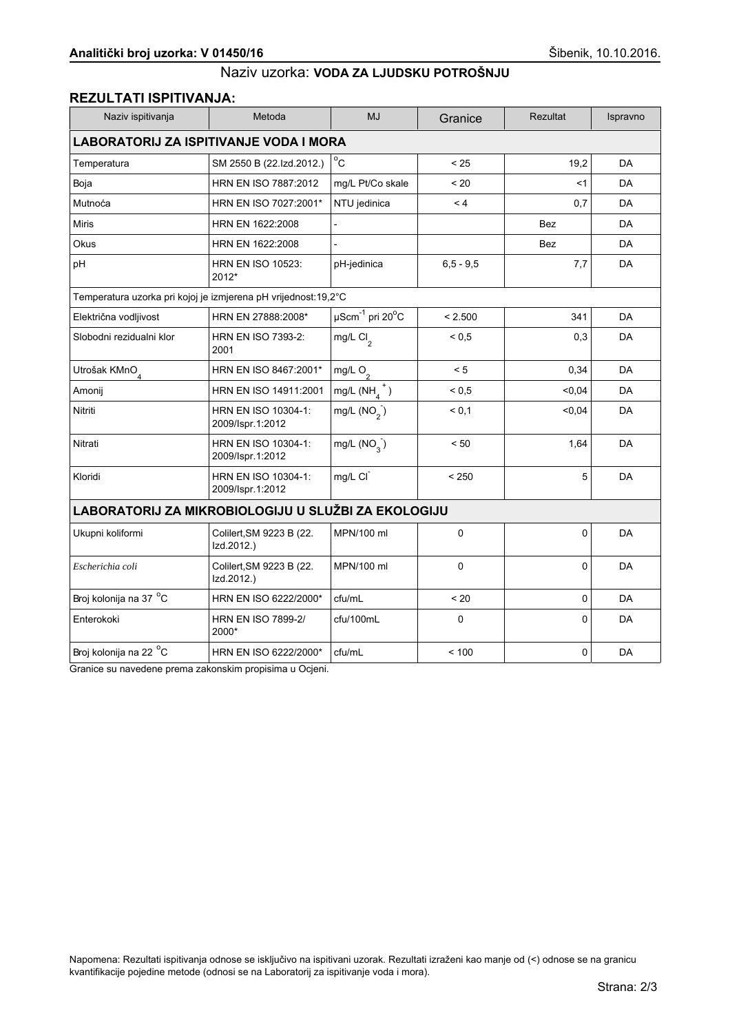**Analitički broj uzorka: V 01450/16** Šibenik, 10.10.2016.

Naziv uzorka: **VODA ZA LJUDSKU POTROŠNJU**

## REZULTATI ISPITIVANJA:

| Naziv ispitivanja | Metoda | MJ | Granice | Rezultat | Ispravno |
|---|---|---|---|---|---|
| **LABORATORIJ ZA ISPITIVANJE VODA I MORA** | | | | | |
| Temperatura | SM 2550 B (22.Izd.2012.) | °C | < 25 | 19,2 | DA |
| Boja | HRN EN ISO 7887:2012 | mg/L Pt/Co skale | < 20 | <1 | DA |
| Mutnoća | HRN EN ISO 7027:2001* | NTU jedinica | < 4 | 0,7 | DA |
| Miris | HRN EN 1622:2008 | - | | Bez | DA |
| Okus | HRN EN 1622:2008 | - | | Bez | DA |
| pH | HRN EN ISO 10523: 2012* | pH-jedinica | 6,5 - 9,5 | 7,7 | DA |
| Temperatura uzorka pri kojoj je izmjerena pH vrijednost:19,2°C | | | | | |
| Električna vodljivost | HRN EN 27888:2008* | $\mu Scm^{-1}$ pri 20°C | < 2.500 | 341 | DA |
| Slobodni rezidualni klor | HRN EN ISO 7393-2: 2001 | mg/L $Cl_2$ | < 0,5 | 0,3 | DA |
| Utrošak $KMnO_4$ | HRN EN ISO 8467:2001* | mg/L $O_2$ | < 5 | 0,34 | DA |
| Amonij | HRN EN ISO 14911:2001 | mg/L ($NH_4^+$) | < 0,5 | <0,04 | DA |
| Nitriti | HRN EN ISO 10304-1: 2009/Ispr.1:2012 | mg/L ($NO_2^-$) | < 0,1 | <0,04 | DA |
| Nitrati | HRN EN ISO 10304-1: 2009/Ispr.1:2012 | mg/L ($NO_3^-$) | < 50 | 1,64 | DA |
| Kloridi | HRN EN ISO 10304-1: 2009/Ispr.1:2012 | mg/L $Cl^-$ | < 250 | 5 | DA |
| **LABORATORIJ ZA MIKROBIOLOGIJU U SLUŽBI ZA EKOLOGIJU** | | | | | |
| Ukupni koliformi | Colilert,SM 9223 B (22. Izd.2012.) | MPN/100 ml | 0 | 0 | DA |
| *Escherichia coli* | Colilert,SM 9223 B (22. Izd.2012.) | MPN/100 ml | 0 | 0 | DA |
| Broj kolonija na 37 °C | HRN EN ISO 6222/2000* | cfu/mL | < 20 | 0 | DA |
| Enterokoki | HRN EN ISO 7899-2/ 2000* | cfu/100mL | 0 | 0 | DA |
| Broj kolonija na 22 °C | HRN EN ISO 6222/2000* | cfu/mL | < 100 | 0 | DA |

Granice su navedene prema zakonskim propisima u Ocjeni.

Napomena: Rezultati ispitivanja odnose se isključivo na ispitivani uzorak. Rezultati izraženi kao manje od (<) odnose se na granicu kvantifikacije pojedine metode (odnosi se na Laboratorij za ispitivanje voda i mora).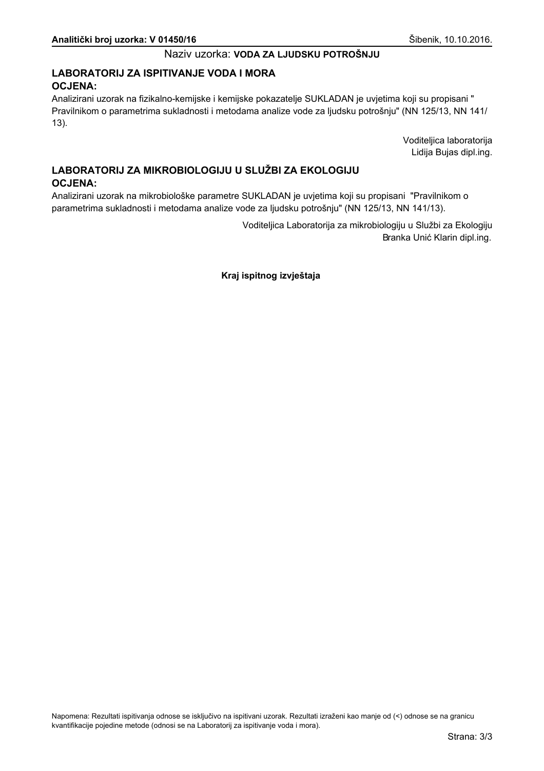**Analitički broj uzorka: V 01450/16** Šibenik, 10.10.2016.

Naziv uzorka: **VODA ZA LJUDSKU POTROŠNJU**

## LABORATORIJ ZA ISPITIVANJE VODA I MORA

### OCJENA:

Analizirani uzorak na fizikalno-kemijske i kemijske pokazatelje SUKLADAN je uvjetima koji su propisani " Pravilnikom o parametrima sukladnosti i metodama analize vode za ljudsku potrošnju" (NN 125/13, NN 141/13).

Voditeljica laboratorija
Lidija Bujas dipl.ing.

## LABORATORIJ ZA MIKROBIOLOGIJU U SLUŽBI ZA EKOLOGIJU

### OCJENA:

Analizirani uzorak na mikrobiološke parametre SUKLADAN je uvjetima koji su propisani "Pravilnikom o parametrima sukladnosti i metodama analize vode za ljudsku potrošnju" (NN 125/13, NN 141/13).

Voditeljica Laboratorija za mikrobiologiju u Službi za Ekologiju
Branka Unić Klarin dipl.ing.

**Kraj ispitnog izvještaja**

Napomena: Rezultati ispitivanja odnose se isključivo na ispitivani uzorak. Rezultati izraženi kao manje od (<) odnose se na granicu kvantifikacije pojedine metode (odnosi se na Laboratorij za ispitivanje voda i mora).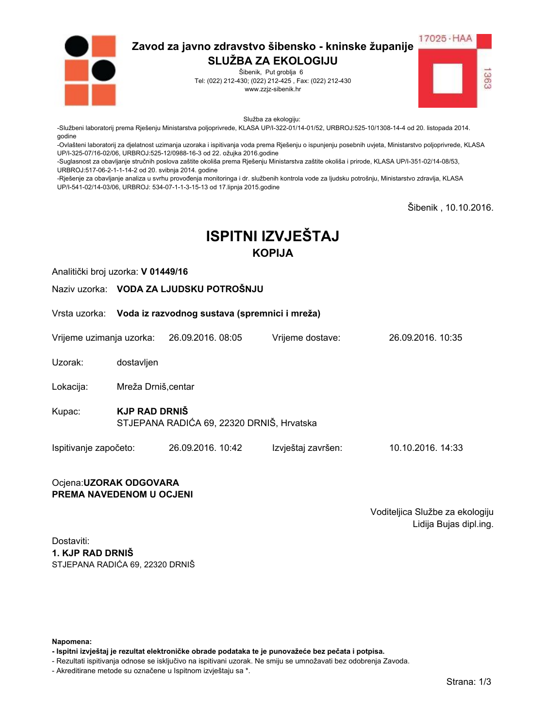# Zavod za javno zdravstvo šibensko - kninske županije
## SLUŽBA ZA EKOLOGIJU

Šibenik, Put groblja 6
Tel: (022) 212-430; (022) 212-425 , Fax: (022) 212-430
www.zzjz-sibenik.hr

17025 · HAA
1363

Služba za ekologiju:

-Službeni laboratorij prema Rješenju Ministarstva poljoprivrede, KLASA UP/I-322-01/14-01/52, URBROJ:525-10/1308-14-4 od 20. listopada 2014. godine
-Ovlašteni laboratorij za djelatnost uzimanja uzoraka i ispitivanja voda prema Rješenju o ispunjenju posebnih uvjeta, Ministarstvo poljoprivrede, KLASA UP/I-325-07/16-02/06, URBROJ:525-12/0988-16-3 od 22. ožujka 2016.godine
-Suglasnost za obavljanje stručnih poslova zaštite okoliša prema Rješenju Ministarstva zaštite okoliša i prirode, KLASA UP/I-351-02/14-08/53, URBROJ:517-06-2-1-1-14-2 od 20. svibnja 2014. godine
-Rješenje za obavljanje analiza u svrhu provođenja monitoringa i dr. službenih kontrola vode za ljudsku potrošnju, Ministarstvo zdravlja, KLASA UP/I-541-02/14-03/06, URBROJ: 534-07-1-1-3-15-13 od 17.lipnja 2015.godine

Šibenik , 10.10.2016.

# ISPITNI IZVJEŠTAJ
## KOPIJA

Analitički broj uzorka: **V 01449/16**

Naziv uzorka: **VODA ZA LJUDSKU POTROŠNJU**

Vrsta uzorka: **Voda iz razvodnog sustava (spremnici i mreža)**

Vrijeme uzimanja uzorka: 26.09.2016. 08:05 Vrijeme dostave: 26.09.2016. 10:35

Uzorak: dostavljen

Lokacija: Mreža Drniš,centar

Kupac: **KJP RAD DRNIŠ**
STJEPANA RADIĆA 69, 22320 DRNIŠ, Hrvatska

Ispitivanje započeto: 26.09.2016. 10:42 Izvještaj završen: 10.10.2016. 14:33

Ocjena:**UZORAK ODGOVARA PREMA NAVEDENOM U OCJENI**

Voditeljica Službe za ekologiju
Lidija Bujas dipl.ing.

Dostaviti:
**1. KJP RAD DRNIŠ**
STJEPANA RADIĆA 69, 22320 DRNIŠ

**Napomena:**
**- Ispitni izvještaj je rezultat elektroničke obrade podataka te je punovažeće bez pečata i potpisa.**
- Rezultati ispitivanja odnose se isključivo na ispitivani uzorak. Ne smiju se umnožavati bez odobrenja Zavoda.
- Akreditirane metode su označene u Ispitnom izvještaju sa *.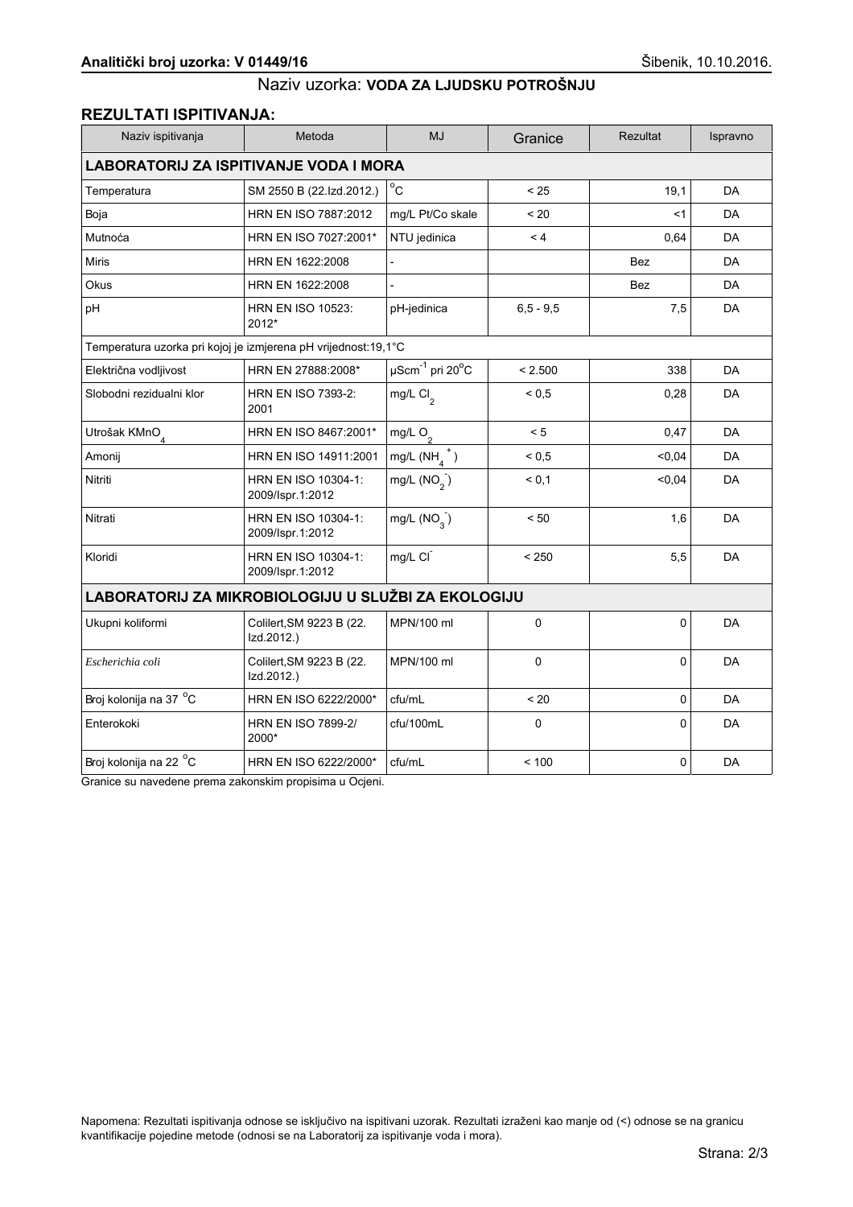**Analitički broj uzorka: V 01449/16** Šibenik, 10.10.2016.

Naziv uzorka: **VODA ZA LJUDSKU POTROŠNJU**

## REZULTATI ISPITIVANJA:

| Naziv ispitivanja | Metoda | MJ | Granice | Rezultat | Ispravno |
|---|---|---|---|---|---|
| **LABORATORIJ ZA ISPITIVANJE VODA I MORA** | | | | | |
| Temperatura | SM 2550 B (22.Izd.2012.) | °C | < 25 | 19,1 | DA |
| Boja | HRN EN ISO 7887:2012 | mg/L Pt/Co skale | < 20 | <1 | DA |
| Mutnoća | HRN EN ISO 7027:2001* | NTU jedinica | < 4 | 0,64 | DA |
| Miris | HRN EN 1622:2008 | - | | Bez | DA |
| Okus | HRN EN 1622:2008 | - | | Bez | DA |
| pH | HRN EN ISO 10523: 2012* | pH-jedinica | 6,5 - 9,5 | 7,5 | DA |
| Temperatura uzorka pri kojoj je izmjerena pH vrijednost:19,1°C | | | | | |
| Električna vodljivost | HRN EN 27888:2008* | $\mu Scm^{-1}$ pri 20°C | < 2.500 | 338 | DA |
| Slobodni rezidualni klor | HRN EN ISO 7393-2: 2001 | mg/L $Cl_2$ | < 0,5 | 0,28 | DA |
| Utrošak $KMnO_4$ | HRN EN ISO 8467:2001* | mg/L $O_2$ | < 5 | 0,47 | DA |
| Amonij | HRN EN ISO 14911:2001 | mg/L ($NH_4^+$) | < 0,5 | <0,04 | DA |
| Nitriti | HRN EN ISO 10304-1: 2009/Ispr.1:2012 | mg/L ($NO_2^-$) | < 0,1 | <0,04 | DA |
| Nitrati | HRN EN ISO 10304-1: 2009/Ispr.1:2012 | mg/L ($NO_3^-$) | < 50 | 1,6 | DA |
| Kloridi | HRN EN ISO 10304-1: 2009/Ispr.1:2012 | mg/L $Cl^-$ | < 250 | 5,5 | DA |
| **LABORATORIJ ZA MIKROBIOLOGIJU U SLUŽBI ZA EKOLOGIJU** | | | | | |
| Ukupni koliformi | Colilert,SM 9223 B (22. Izd.2012.) | MPN/100 ml | 0 | 0 | DA |
| *Escherichia coli* | Colilert,SM 9223 B (22. Izd.2012.) | MPN/100 ml | 0 | 0 | DA |
| Broj kolonija na 37 °C | HRN EN ISO 6222/2000* | cfu/mL | < 20 | 0 | DA |
| Enterokoki | HRN EN ISO 7899-2/ 2000* | cfu/100mL | 0 | 0 | DA |
| Broj kolonija na 22 °C | HRN EN ISO 6222/2000* | cfu/mL | < 100 | 0 | DA |

Granice su navedene prema zakonskim propisima u Ocjeni.

Napomena: Rezultati ispitivanja odnose se isključivo na ispitivani uzorak. Rezultati izraženi kao manje od (<) odnose se na granicu kvantifikacije pojedine metode (odnosi se na Laboratorij za ispitivanje voda i mora).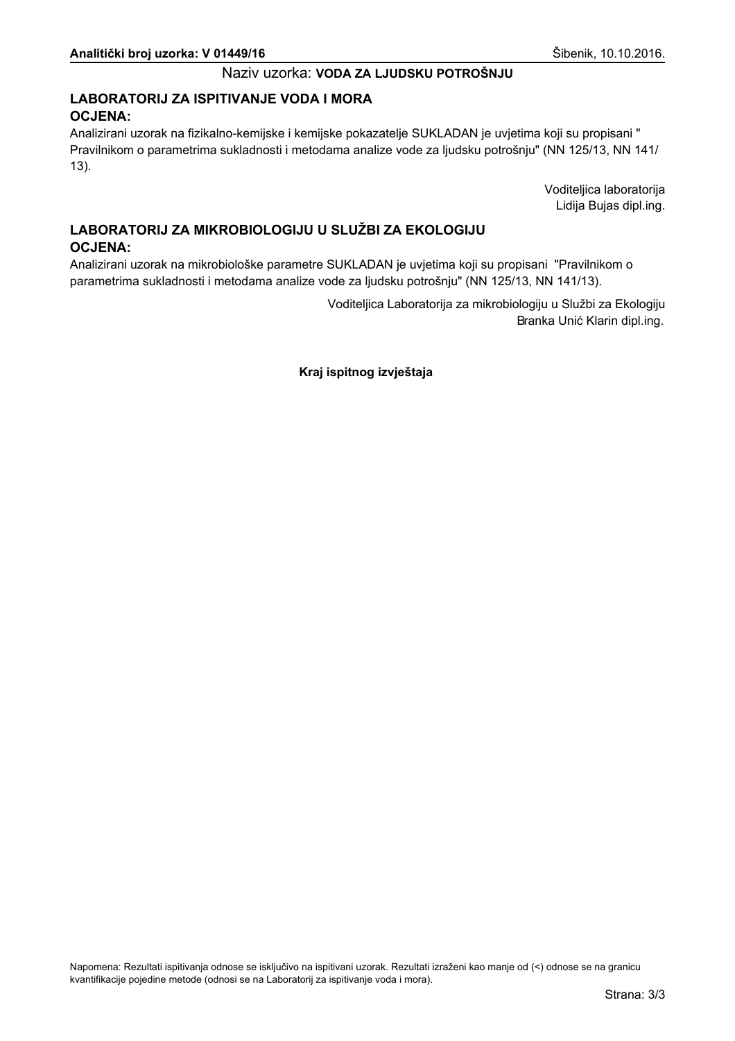**Analitički broj uzorka: V 01449/16** Šibenik, 10.10.2016.

Naziv uzorka: **VODA ZA LJUDSKU POTROŠNJU**

## LABORATORIJ ZA ISPITIVANJE VODA I MORA

### OCJENA:

Analizirani uzorak na fizikalno-kemijske i kemijske pokazatelje SUKLADAN je uvjetima koji su propisani " Pravilnikom o parametrima sukladnosti i metodama analize vode za ljudsku potrošnju" (NN 125/13, NN 141/ 13).

Voditeljica laboratorija
Lidija Bujas dipl.ing.

## LABORATORIJ ZA MIKROBIOLOGIJU U SLUŽBI ZA EKOLOGIJU

### OCJENA:

Analizirani uzorak na mikrobiološke parametre SUKLADAN je uvjetima koji su propisani "Pravilnikom o parametrima sukladnosti i metodama analize vode za ljudsku potrošnju" (NN 125/13, NN 141/13).

Voditeljica Laboratorija za mikrobiologiju u Službi za Ekologiju
Branka Unić Klarin dipl.ing.

**Kraj ispitnog izvještaja**

Napomena: Rezultati ispitivanja odnose se isključivo na ispitivani uzorak. Rezultati izraženi kao manje od (<) odnose se na granicu kvantifikacije pojedine metode (odnosi se na Laboratorij za ispitivanje voda i mora).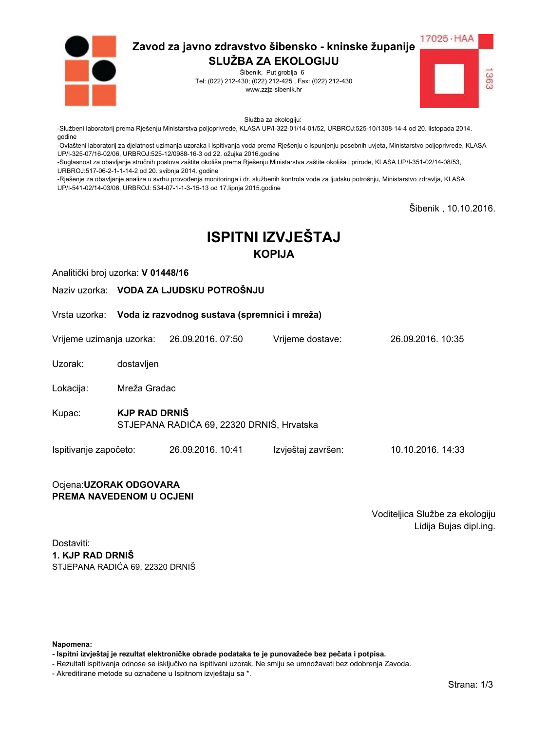# Zavod za javno zdravstvo šibensko - kninske županije
## SLUŽBA ZA EKOLOGIJU

Šibenik, Put groblja 6
Tel: (022) 212-430; (022) 212-425 , Fax: (022) 212-430
www.zzjz-sibenik.hr

17025 · HAA
1363

Služba za ekologiju:
-Službeni laboratorij prema Rješenju Ministarstva poljoprivrede, KLASA UP/I-322-01/14-01/52, URBROJ:525-10/1308-14-4 od 20. listopada 2014. godine
-Ovlašteni laboratorij za djelatnost uzimanja uzoraka i ispitivanja voda prema Rješenju o ispunjenju posebnih uvjeta, Ministarstvo poljoprivrede, KLASA UP/I-325-07/16-02/06, URBROJ:525-12/0988-16-3 od 22. ožujka 2016.godine
-Suglasnost za obavljanje stručnih poslova zaštite okoliša prema Rješenju Ministarstva zaštite okoliša i prirode, KLASA UP/I-351-02/14-08/53, URBROJ:517-06-2-1-1-14-2 od 20. svibnja 2014. godine
-Rješenje za obavljanje analiza u svrhu provođenja monitoringa i dr. službenih kontrola vode za ljudsku potrošnju, Ministarstvo zdravlja, KLASA UP/I-541-02/14-03/06, URBROJ: 534-07-1-1-3-15-13 od 17.lipnja 2015.godine

Šibenik , 10.10.2016.

# ISPITNI IZVJEŠTAJ
## KOPIJA

Analitički broj uzorka: **V 01448/16**

Naziv uzorka: **VODA ZA LJUDSKU POTROŠNJU**

Vrsta uzorka: **Voda iz razvodnog sustava (spremnici i mreža)**

Vrijeme uzimanja uzorka: 26.09.2016. 07:50 Vrijeme dostave: 26.09.2016. 10:35

Uzorak: dostavljen

Lokacija: Mreža Gradac

Kupac: **KJP RAD DRNIŠ**
STJEPANA RADIĆA 69, 22320 DRNIŠ, Hrvatska

Ispitivanje započeto: 26.09.2016. 10:41 Izvještaj završen: 10.10.2016. 14:33

Ocjena:**UZORAK ODGOVARA PREMA NAVEDENOM U OCJENI**

Voditeljica Službe za ekologiju
Lidija Bujas dipl.ing.

Dostaviti:
**1. KJP RAD DRNIŠ**
STJEPANA RADIĆA 69, 22320 DRNIŠ

**Napomena:**
**- Ispitni izvještaj je rezultat elektroničke obrade podataka te je punovažeće bez pečata i potpisa.**
- Rezultati ispitivanja odnose se isključivo na ispitivani uzorak. Ne smiju se umnožavati bez odobrenja Zavoda.
- Akreditirane metode su označene u Ispitnom izvještaju sa *.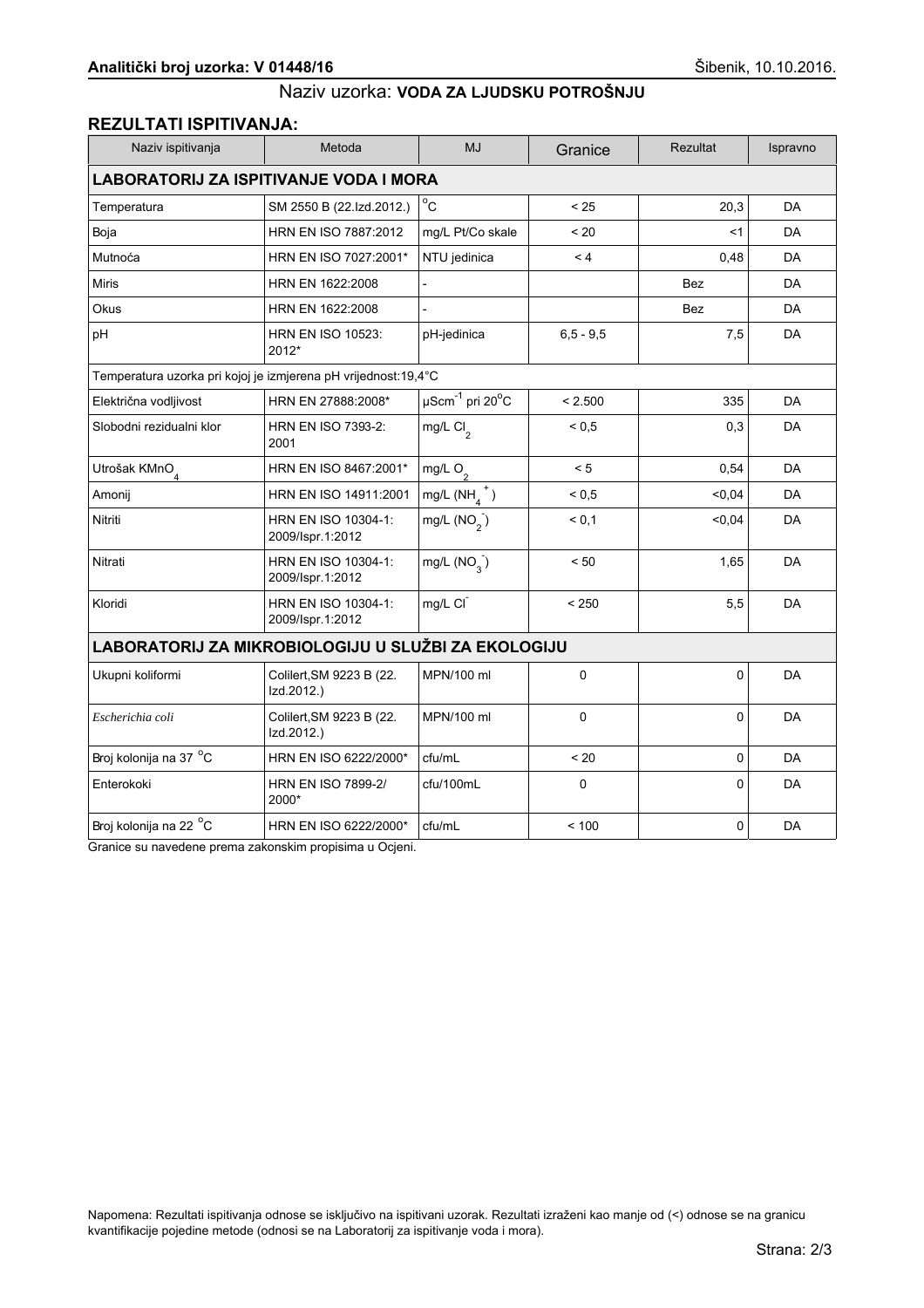**Analitički broj uzorka: V 01448/16** Šibenik, 10.10.2016.

Naziv uzorka: **VODA ZA LJUDSKU POTROŠNJU**

## REZULTATI ISPITIVANJA:

| Naziv ispitivanja | Metoda | MJ | Granice | Rezultat | Ispravno |
|---|---|---|---|---|---|
| **LABORATORIJ ZA ISPITIVANJE VODA I MORA** | | | | | |
| Temperatura | SM 2550 B (22.Izd.2012.) | $^{o}C$ | < 25 | 20,3 | DA |
| Boja | HRN EN ISO 7887:2012 | mg/L Pt/Co skale | < 20 | <1 | DA |
| Mutnoća | HRN EN ISO 7027:2001* | NTU jedinica | < 4 | 0,48 | DA |
| Miris | HRN EN 1622:2008 | - | | Bez | DA |
| Okus | HRN EN 1622:2008 | - | | Bez | DA |
| pH | HRN EN ISO 10523: 2012* | pH-jedinica | 6,5 - 9,5 | 7,5 | DA |
| Temperatura uzorka pri kojoj je izmjerena pH vrijednost:19,4°C | | | | | |
| Električna vodljivost | HRN EN 27888:2008* | $\mu Scm^{-1}$ pri $20^{o}C$ | < 2.500 | 335 | DA |
| Slobodni rezidualni klor | HRN EN ISO 7393-2: 2001 | mg/L $Cl_2$ | < 0,5 | 0,3 | DA |
| Utrošak $KMnO_4$ | HRN EN ISO 8467:2001* | mg/L $O_2$ | < 5 | 0,54 | DA |
| Amonij | HRN EN ISO 14911:2001 | mg/L ($NH_4^+$) | < 0,5 | <0,04 | DA |
| Nitriti | HRN EN ISO 10304-1: 2009/Ispr.1:2012 | mg/L ($NO_2^-$) | < 0,1 | <0,04 | DA |
| Nitrati | HRN EN ISO 10304-1: 2009/Ispr.1:2012 | mg/L ($NO_3^-$) | < 50 | 1,65 | DA |
| Kloridi | HRN EN ISO 10304-1: 2009/Ispr.1:2012 | mg/L $Cl^-$ | < 250 | 5,5 | DA |
| **LABORATORIJ ZA MIKROBIOLOGIJU U SLUŽBI ZA EKOLOGIJU** | | | | | |
| Ukupni koliformi | Colilert,SM 9223 B (22. Izd.2012.) | MPN/100 ml | 0 | 0 | DA |
| *Escherichia coli* | Colilert,SM 9223 B (22. Izd.2012.) | MPN/100 ml | 0 | 0 | DA |
| Broj kolonija na 37 °C | HRN EN ISO 6222/2000* | cfu/mL | < 20 | 0 | DA |
| Enterokoki | HRN EN ISO 7899-2/ 2000* | cfu/100mL | 0 | 0 | DA |
| Broj kolonija na 22 °C | HRN EN ISO 6222/2000* | cfu/mL | < 100 | 0 | DA |

Granice su navedene prema zakonskim propisima u Ocjeni.

Napomena: Rezultati ispitivanja odnose se isključivo na ispitivani uzorak. Rezultati izraženi kao manje od (<) odnose se na granicu kvantifikacije pojedine metode (odnosi se na Laboratorij za ispitivanje voda i mora).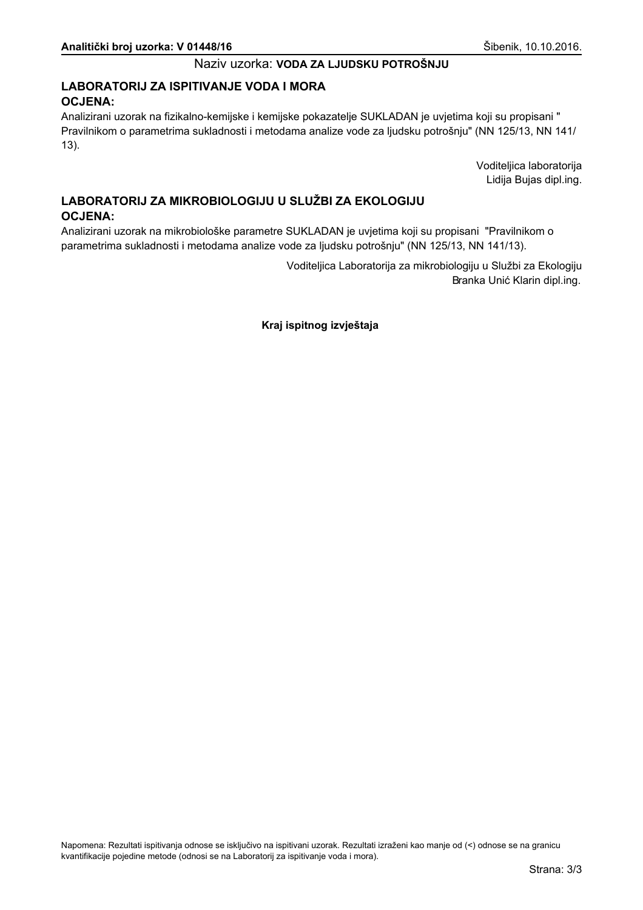**Analitički broj uzorka: V 01448/16** Šibenik, 10.10.2016.

Naziv uzorka: **VODA ZA LJUDSKU POTROŠNJU**

## LABORATORIJ ZA ISPITIVANJE VODA I MORA

### OCJENA:

Analizirani uzorak na fizikalno-kemijske i kemijske pokazatelje SUKLADAN je uvjetima koji su propisani " Pravilnikom o parametrima sukladnosti i metodama analize vode za ljudsku potrošnju" (NN 125/13, NN 141/ 13).

Voditeljica laboratorija
Lidija Bujas dipl.ing.

## LABORATORIJ ZA MIKROBIOLOGIJU U SLUŽBI ZA EKOLOGIJU

### OCJENA:

Analizirani uzorak na mikrobiološke parametre SUKLADAN je uvjetima koji su propisani "Pravilnikom o parametrima sukladnosti i metodama analize vode za ljudsku potrošnju" (NN 125/13, NN 141/13).

Voditeljica Laboratorija za mikrobiologiju u Službi za Ekologiju
Branka Unić Klarin dipl.ing.

**Kraj ispitnog izvještaja**

Napomena: Rezultati ispitivanja odnose se isključivo na ispitivani uzorak. Rezultati izraženi kao manje od (<) odnose se na granicu kvantifikacije pojedine metode (odnosi se na Laboratorij za ispitivanje voda i mora).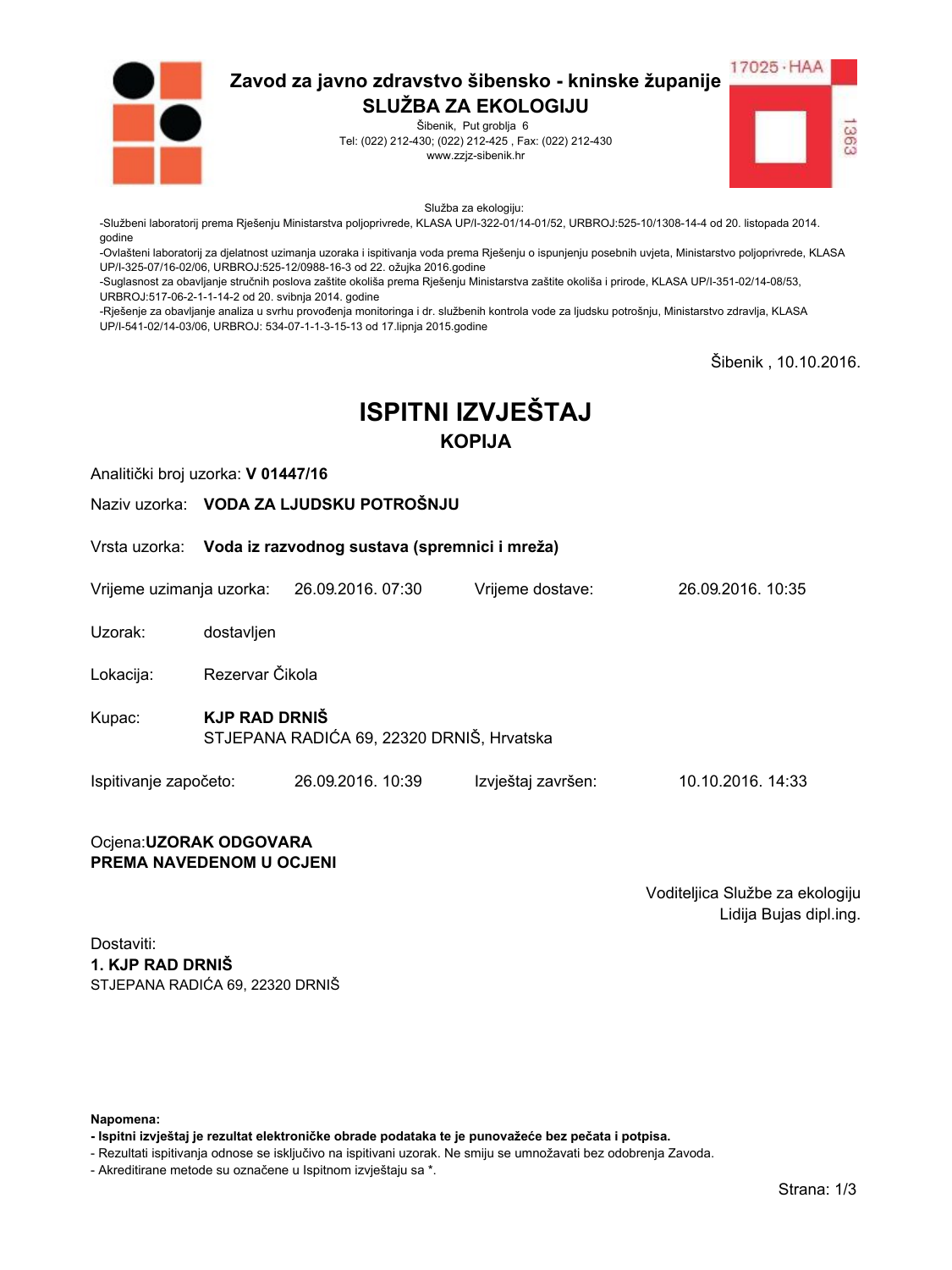**Zavod za javno zdravstvo šibensko - kninske županije**
**SLUŽBA ZA EKOLOGIJU**
Šibenik, Put groblja 6
Tel: (022) 212-430; (022) 212-425 , Fax: (022) 212-430
www.zzjz-sibenik.hr

17025 · HAA
1363

Služba za ekologiju:
-Službeni laboratorij prema Rješenju Ministarstva poljoprivrede, KLASA UP/I-322-01/14-01/52, URBROJ:525-10/1308-14-4 od 20. listopada 2014. godine
-Ovlašteni laboratorij za djelatnost uzimanja uzoraka i ispitivanja voda prema Rješenju o ispunjenju posebnih uvjeta, Ministarstvo poljoprivrede, KLASA UP/I-325-07/16-02/06, URBROJ:525-12/0988-16-3 od 22. ožujka 2016.godine
-Suglasnost za obavljanje stručnih poslova zaštite okoliša prema Rješenju Ministarstva zaštite okoliša i prirode, KLASA UP/I-351-02/14-08/53, URBROJ:517-06-2-1-1-14-2 od 20. svibnja 2014. godine
-Rješenje za obavljanje analiza u svrhu provođenja monitoringa i dr. službenih kontrola vode za ljudsku potrošnju, Ministarstvo zdravlja, KLASA UP/I-541-02/14-03/06, URBROJ: 534-07-1-1-3-15-13 od 17.lipnja 2015.godine

Šibenik , 10.10.2016.

# ISPITNI IZVJEŠTAJ
## KOPIJA

Analitički broj uzorka: **V 01447/16**

Naziv uzorka: **VODA ZA LJUDSKU POTROŠNJU**

Vrsta uzorka: **Voda iz razvodnog sustava (spremnici i mreža)**

Vrijeme uzimanja uzorka: 26.09.2016. 07:30 Vrijeme dostave: 26.09.2016. 10:35

Uzorak: dostavljen

Lokacija: Rezervar Čikola

Kupac: **KJP RAD DRNIŠ**
STJEPANA RADIĆA 69, 22320 DRNIŠ, Hrvatska

Ispitivanje započeto: 26.09.2016. 10:39 Izvještaj završen: 10.10.2016. 14:33

Ocjena:**UZORAK ODGOVARA PREMA NAVEDENOM U OCJENI**

Voditeljica Službe za ekologiju
Lidija Bujas dipl.ing.

Dostaviti:
**1. KJP RAD DRNIŠ**
STJEPANA RADIĆA 69, 22320 DRNIŠ

**Napomena:**
**- Ispitni izvještaj je rezultat elektroničke obrade podataka te je punovažeće bez pečata i potpisa.**
- Rezultati ispitivanja odnose se isključivo na ispitivani uzorak. Ne smiju se umnožavati bez odobrenja Zavoda.
- Akreditirane metode su označene u Ispitnom izvještaju sa *.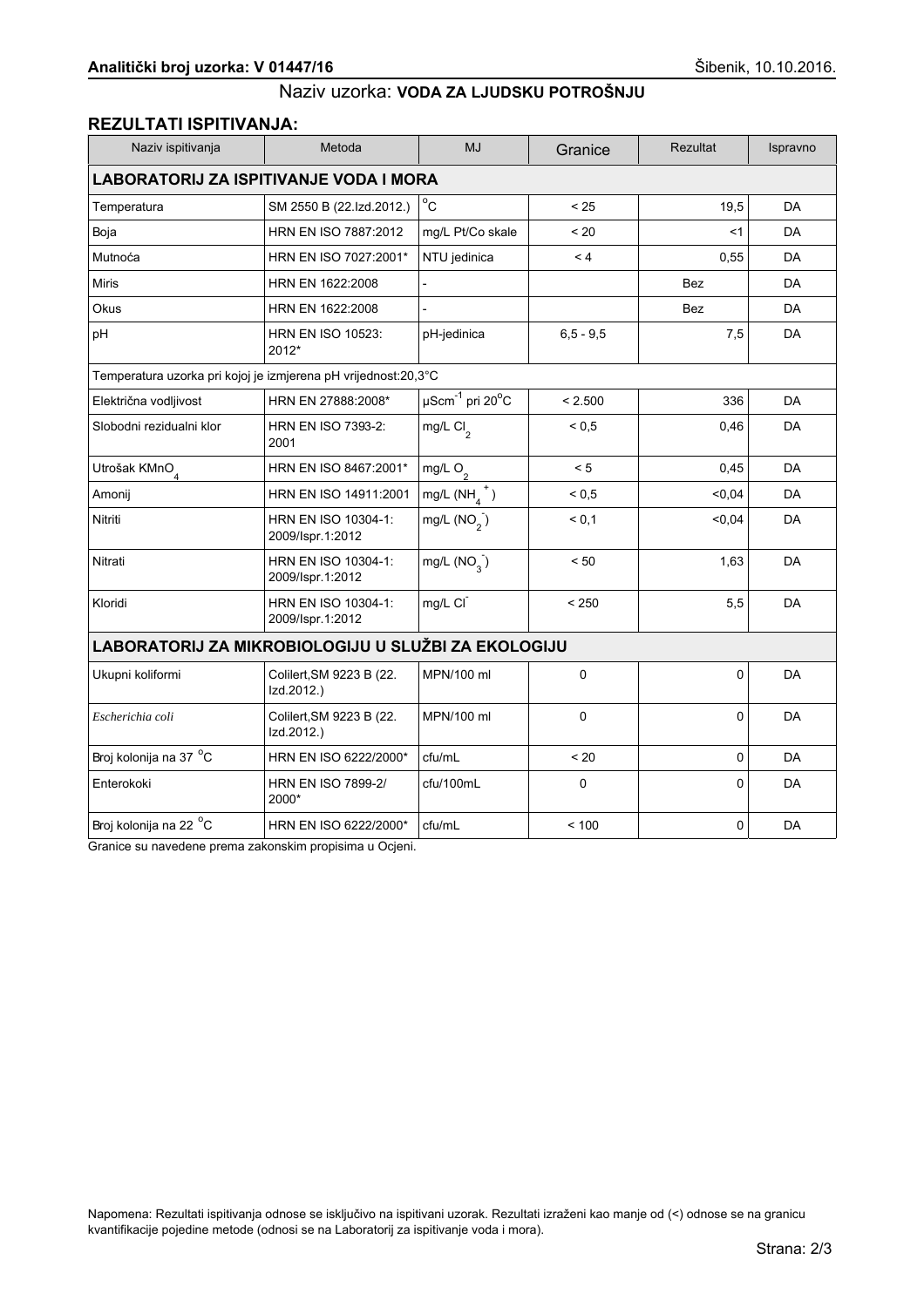**Analitički broj uzorka: V 01447/16** Šibenik, 10.10.2016.

Naziv uzorka: **VODA ZA LJUDSKU POTROŠNJU**

## REZULTATI ISPITIVANJA:

| Naziv ispitivanja | Metoda | MJ | Granice | Rezultat | Ispravno |
|---|---|---|---|---|---|
| **LABORATORIJ ZA ISPITIVANJE VODA I MORA** | | | | | |
| Temperatura | SM 2550 B (22.Izd.2012.) | $^{o}C$ | < 25 | 19,5 | DA |
| Boja | HRN EN ISO 7887:2012 | mg/L Pt/Co skale | < 20 | <1 | DA |
| Mutnoća | HRN EN ISO 7027:2001* | NTU jedinica | < 4 | 0,55 | DA |
| Miris | HRN EN 1622:2008 | - | | Bez | DA |
| Okus | HRN EN 1622:2008 | - | | Bez | DA |
| pH | HRN EN ISO 10523: 2012* | pH-jedinica | 6,5 - 9,5 | 7,5 | DA |
| Temperatura uzorka pri kojoj je izmjerena pH vrijednost:20,3°C | | | | | |
| Električna vodljivost | HRN EN 27888:2008* | $\mu Scm^{-1}$ pri $20^{o}C$ | < 2.500 | 336 | DA |
| Slobodni rezidualni klor | HRN EN ISO 7393-2: 2001 | mg/L $Cl_2$ | < 0,5 | 0,46 | DA |
| Utrošak $KMnO_4$ | HRN EN ISO 8467:2001* | mg/L $O_2$ | < 5 | 0,45 | DA |
| Amonij | HRN EN ISO 14911:2001 | mg/L ($NH_4^+$) | < 0,5 | <0,04 | DA |
| Nitriti | HRN EN ISO 10304-1: 2009/Ispr.1:2012 | mg/L ($NO_2^-$) | < 0,1 | <0,04 | DA |
| Nitrati | HRN EN ISO 10304-1: 2009/Ispr.1:2012 | mg/L ($NO_3^-$) | < 50 | 1,63 | DA |
| Kloridi | HRN EN ISO 10304-1: 2009/Ispr.1:2012 | mg/L $Cl^-$ | < 250 | 5,5 | DA |
| **LABORATORIJ ZA MIKROBIOLOGIJU U SLUŽBI ZA EKOLOGIJU** | | | | | |
| Ukupni koliformi | Colilert,SM 9223 B (22. Izd.2012.) | MPN/100 ml | 0 | 0 | DA |
| *Escherichia coli* | Colilert,SM 9223 B (22. Izd.2012.) | MPN/100 ml | 0 | 0 | DA |
| Broj kolonija na 37 $^{o}C$ | HRN EN ISO 6222/2000* | cfu/mL | < 20 | 0 | DA |
| Enterokoki | HRN EN ISO 7899-2/ 2000* | cfu/100mL | 0 | 0 | DA |
| Broj kolonija na 22 $^{o}C$ | HRN EN ISO 6222/2000* | cfu/mL | < 100 | 0 | DA |

Granice su navedene prema zakonskim propisima u Ocjeni.

Napomena: Rezultati ispitivanja odnose se isključivo na ispitivani uzorak. Rezultati izraženi kao manje od (<) odnose se na granicu kvantifikacije pojedine metode (odnosi se na Laboratorij za ispitivanje voda i mora).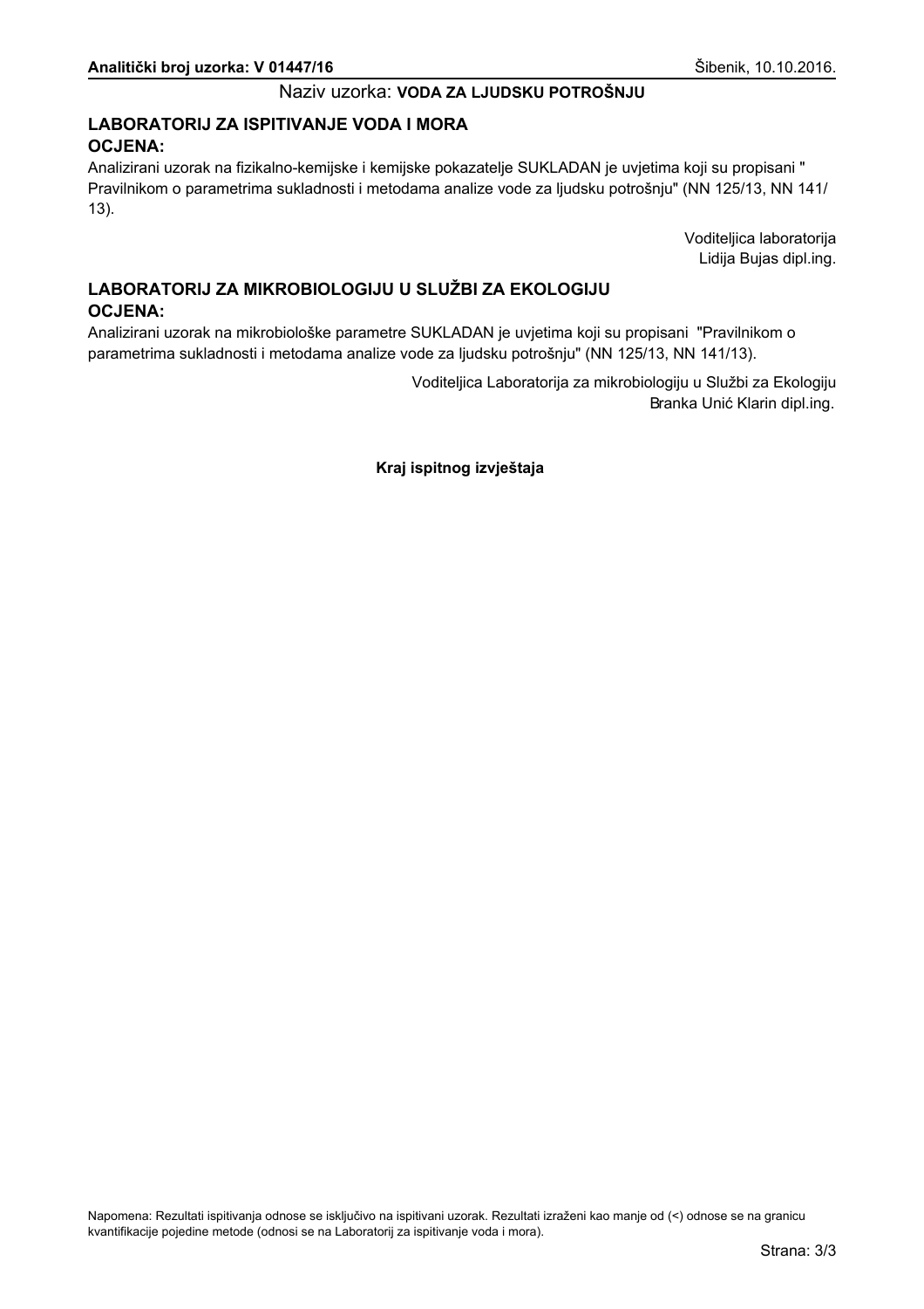**Analitički broj uzorka: V 01447/16** Šibenik, 10.10.2016.

Naziv uzorka: **VODA ZA LJUDSKU POTROŠNJU**

## LABORATORIJ ZA ISPITIVANJE VODA I MORA

**OCJENA:**

Analizirani uzorak na fizikalno-kemijske i kemijske pokazatelje SUKLADAN je uvjetima koji su propisani " Pravilnikom o parametrima sukladnosti i metodama analize vode za ljudsku potrošnju" (NN 125/13, NN 141/ 13).

Voditeljica laboratorija
Lidija Bujas dipl.ing.

## LABORATORIJ ZA MIKROBIOLOGIJU U SLUŽBI ZA EKOLOGIJU

**OCJENA:**

Analizirani uzorak na mikrobiološke parametre SUKLADAN je uvjetima koji su propisani "Pravilnikom o parametrima sukladnosti i metodama analize vode za ljudsku potrošnju" (NN 125/13, NN 141/13).

Voditeljica Laboratorija za mikrobiologiju u Službi za Ekologiju
Branka Unić Klarin dipl.ing.

**Kraj ispitnog izvještaja**

Napomena: Rezultati ispitivanja odnose se isključivo na ispitivani uzorak. Rezultati izraženi kao manje od (<) odnose se na granicu kvantifikacije pojedine metode (odnosi se na Laboratorij za ispitivanje voda i mora).